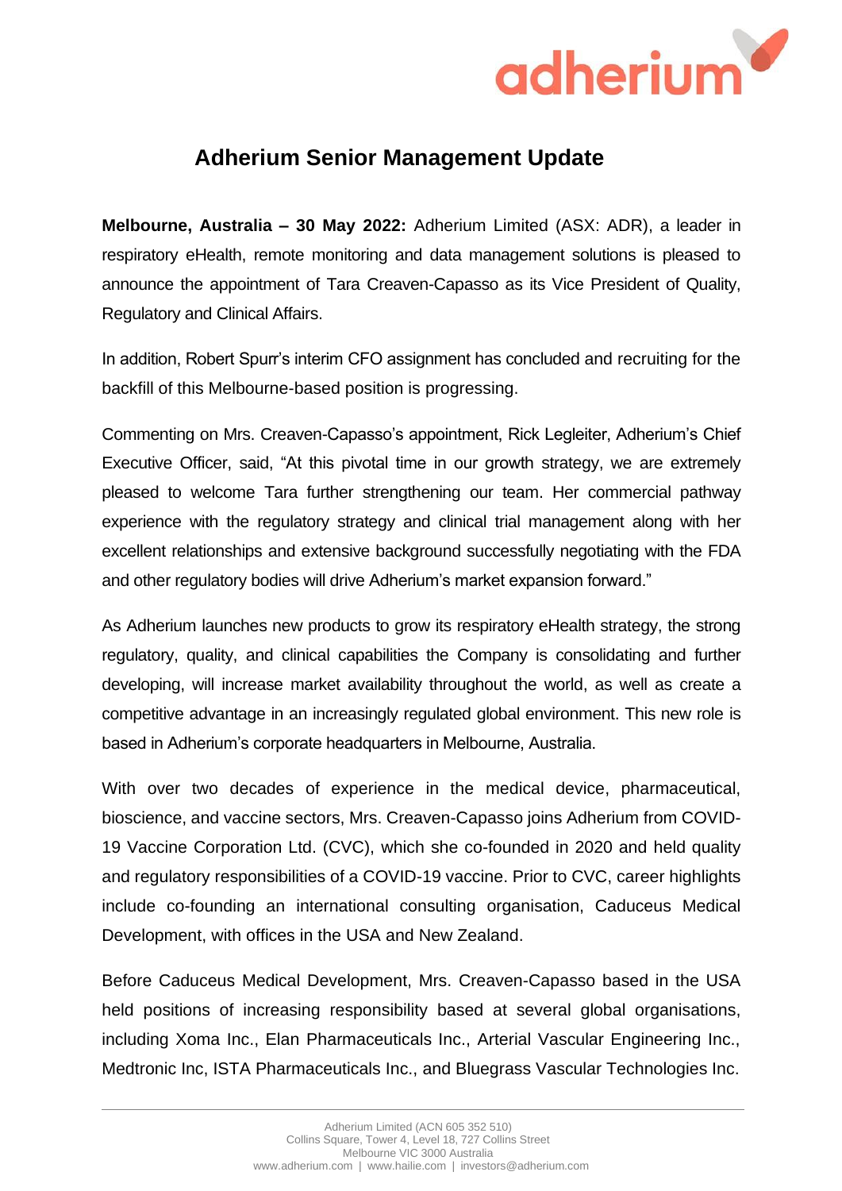# Adherium Senior Management Update

**Melbourne, Australia – 30 May 2022:** Adherium Limited (ASX: ADR), a leader in respiratory eHealth, remote monitoring and data management solutions is pleased to announce the appointment of Tara Creaven-Capasso as its Vice President of Quality, Regulatory and Clinical Affairs.

In addition, Robert Spurr's interim CFO assignment has concluded and recruiting for the backfill of this Melbourne-based position is progressing.

Commenting on Mrs. Creaven-Capasso's appointment, Rick Legleiter, Adherium's Chief Executive Officer, said, "At this pivotal time in our growth strategy, we are extremely pleased to welcome Tara further strengthening our team. Her commercial pathway experience with the regulatory strategy and clinical trial management along with her excellent relationships and extensive background successfully negotiating with the FDA and other regulatory bodies will drive Adherium's market expansion forward."

As Adherium launches new products to grow its respiratory eHealth strategy, the strong regulatory, quality, and clinical capabilities the Company is consolidating and further developing, will increase market availability throughout the world, as well as create a competitive advantage in an increasingly regulated global environment. This new role is based in Adherium's corporate headquarters in Melbourne, Australia.

With over two decades of experience in the medical device, pharmaceutical, bioscience, and vaccine sectors, Mrs. Creaven-Capasso joins Adherium from COVID-19 Vaccine Corporation Ltd. (CVC), which she co-founded in 2020 and held quality and regulatory responsibilities of a COVID-19 vaccine. Prior to CVC, career highlights include co-founding an international consulting organisation, Caduceus Medical Development, with offices in the USA and New Zealand.

Before Caduceus Medical Development, Mrs. Creaven-Capasso based in the USA held positions of increasing responsibility based at several global organisations, including Xoma Inc., Elan Pharmaceuticals Inc., Arterial Vascular Engineering Inc., Medtronic Inc, ISTA Pharmaceuticals Inc., and Bluegrass Vascular Technologies Inc.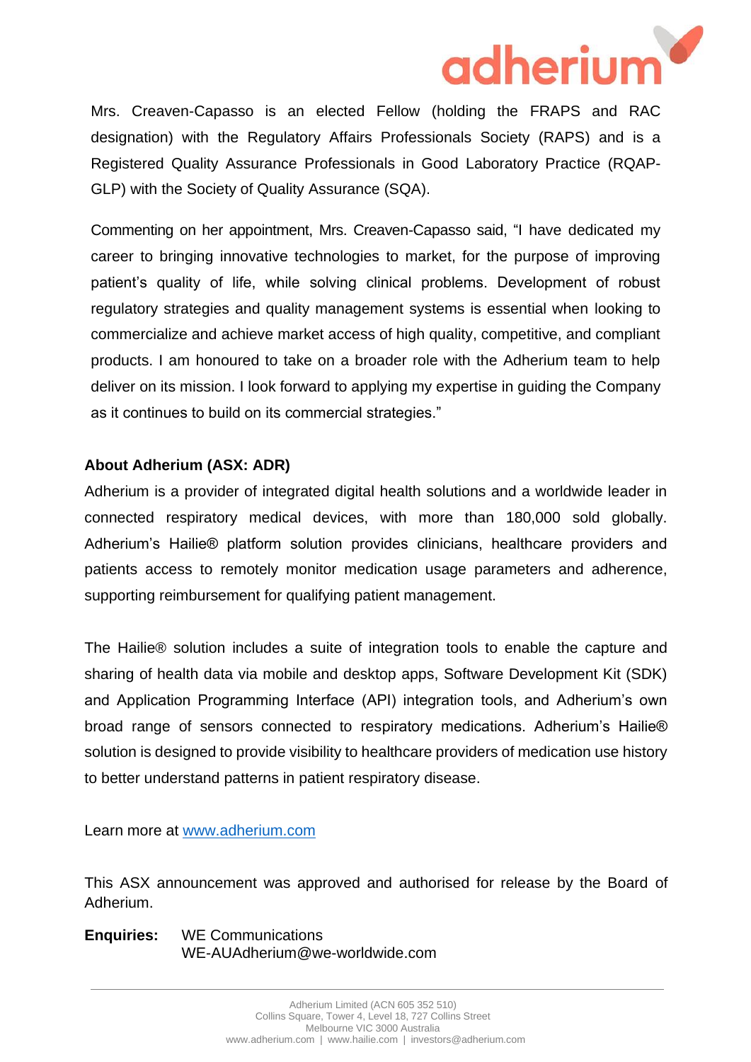Mrs. Creaven-Capasso is an elected Fellow (holding the FRAPS and RAC designation) with the Regulatory Affairs Professionals Society (RAPS) and is a Registered Quality Assurance Professionals in Good Laboratory Practice (RQAP-GLP) with the Society of Quality Assurance (SQA).

Commenting on her appointment, Mrs. Creaven-Capasso said, "I have dedicated my career to bringing innovative technologies to market, for the purpose of improving patient's quality of life, while solving clinical problems. Development of robust regulatory strategies and quality management systems is essential when looking to commercialize and achieve market access of high quality, competitive, and compliant products. I am honoured to take on a broader role with the Adherium team to help deliver on its mission. I look forward to applying my expertise in guiding the Company as it continues to build on its commercial strategies."

**About Adherium (ASX: ADR)**

Adherium is a provider of integrated digital health solutions and a worldwide leader in connected respiratory medical devices, with more than 180,000 sold globally. Adherium's Hailie® platform solution provides clinicians, healthcare providers and patients access to remotely monitor medication usage parameters and adherence, supporting reimbursement for qualifying patient management.

The Hailie® solution includes a suite of integration tools to enable the capture and sharing of health data via mobile and desktop apps, Software Development Kit (SDK) and Application Programming Interface (API) integration tools, and Adherium's own broad range of sensors connected to respiratory medications. Adherium's Hailie® solution is designed to provide visibility to healthcare providers of medication use history to better understand patterns in patient respiratory disease.

Learn more at [www.adherium.com](http://www.adherium.com)

This ASX announcement was approved and authorised for release by the Board of Adherium.

**Enquiries:** WE Communications
WE-AUAdherium@we-worldwide.com

Adherium Limited (ACN 605 352 510)
Collins Square, Tower 4, Level 18, 727 Collins Street
Melbourne VIC 3000 Australia
www.adherium.com | www.hailie.com | investors@adherium.com